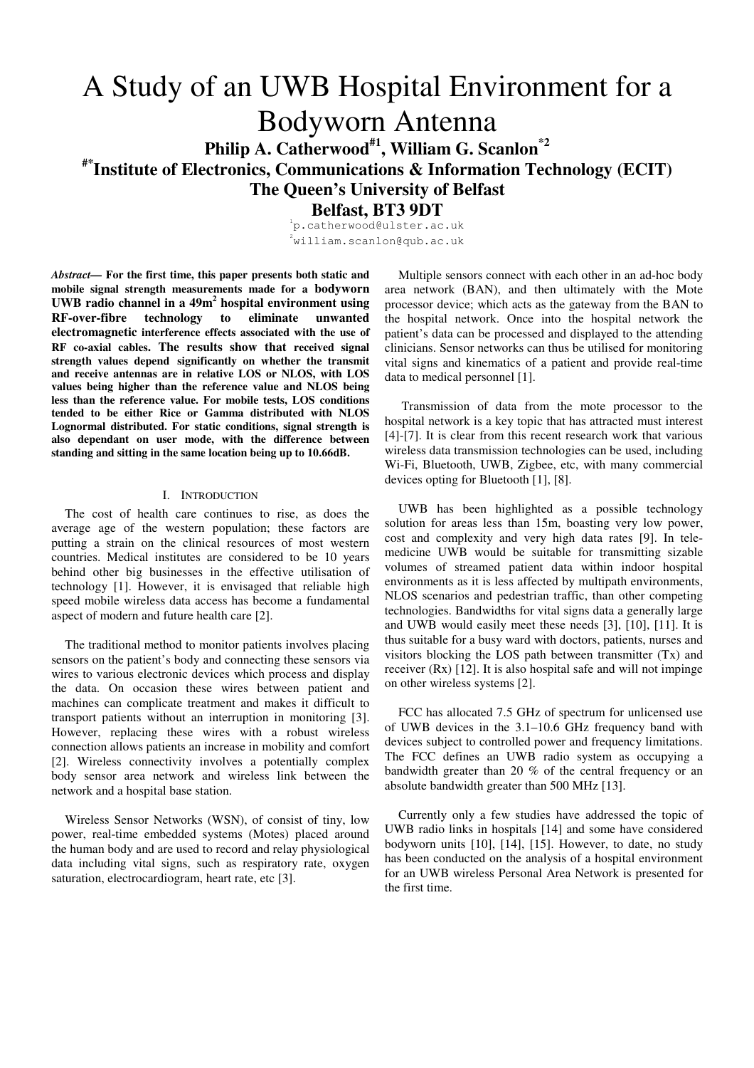# A Study of an UWB Hospital Environment for a Bodyworn Antenna

**Philip A. Catherwood[#1], William G. Scanlon[*2]**

**[#*]Institute of Electronics, Communications & Information Technology (ECIT)**
**The Queen's University of Belfast**
**Belfast, BT3 9DT**

[1]p.catherwood@ulster.ac.uk
[2]william.scanlon@qub.ac.uk

***Abstract*— For the first time, this paper presents both static and mobile signal strength measurements made for a bodyworn UWB radio channel in a 49m$^2$ hospital environment using RF-over-fibre technology to eliminate unwanted electromagnetic interference effects associated with the use of RF co-axial cables. The results show that received signal strength values depend significantly on whether the transmit and receive antennas are in relative LOS or NLOS, with LOS values being higher than the reference value and NLOS being less than the reference value. For mobile tests, LOS conditions tended to be either Rice or Gamma distributed with NLOS Lognormal distributed. For static conditions, signal strength is also dependant on user mode, with the difference between standing and sitting in the same location being up to 10.66dB.**

## I. Introduction

The cost of health care continues to rise, as does the average age of the western population; these factors are putting a strain on the clinical resources of most western countries. Medical institutes are considered to be 10 years behind other big businesses in the effective utilisation of technology [1]. However, it is envisaged that reliable high speed mobile wireless data access has become a fundamental aspect of modern and future health care [2].

The traditional method to monitor patients involves placing sensors on the patient's body and connecting these sensors via wires to various electronic devices which process and display the data. On occasion these wires between patient and machines can complicate treatment and makes it difficult to transport patients without an interruption in monitoring [3]. However, replacing these wires with a robust wireless connection allows patients an increase in mobility and comfort [2]. Wireless connectivity involves a potentially complex body sensor area network and wireless link between the network and a hospital base station.

Wireless Sensor Networks (WSN), of consist of tiny, low power, real-time embedded systems (Motes) placed around the human body and are used to record and relay physiological data including vital signs, such as respiratory rate, oxygen saturation, electrocardiogram, heart rate, etc [3].

Multiple sensors connect with each other in an ad-hoc body area network (BAN), and then ultimately with the Mote processor device; which acts as the gateway from the BAN to the hospital network. Once into the hospital network the patient's data can be processed and displayed to the attending clinicians. Sensor networks can thus be utilised for monitoring vital signs and kinematics of a patient and provide real-time data to medical personnel [1].

Transmission of data from the mote processor to the hospital network is a key topic that has attracted must interest [4]-[7]. It is clear from this recent research work that various wireless data transmission technologies can be used, including Wi-Fi, Bluetooth, UWB, Zigbee, etc, with many commercial devices opting for Bluetooth [1], [8].

UWB has been highlighted as a possible technology solution for areas less than 15m, boasting very low power, cost and complexity and very high data rates [9]. In tele-medicine UWB would be suitable for transmitting sizable volumes of streamed patient data within indoor hospital environments as it is less affected by multipath environments, NLOS scenarios and pedestrian traffic, than other competing technologies. Bandwidths for vital signs data a generally large and UWB would easily meet these needs [3], [10], [11]. It is thus suitable for a busy ward with doctors, patients, nurses and visitors blocking the LOS path between transmitter (Tx) and receiver (Rx) [12]. It is also hospital safe and will not impinge on other wireless systems [2].

FCC has allocated 7.5 GHz of spectrum for unlicensed use of UWB devices in the 3.1–10.6 GHz frequency band with devices subject to controlled power and frequency limitations. The FCC defines an UWB radio system as occupying a bandwidth greater than 20 % of the central frequency or an absolute bandwidth greater than 500 MHz [13].

Currently only a few studies have addressed the topic of UWB radio links in hospitals [14] and some have considered bodyworn units [10], [14], [15]. However, to date, no study has been conducted on the analysis of a hospital environment for an UWB wireless Personal Area Network is presented for the first time.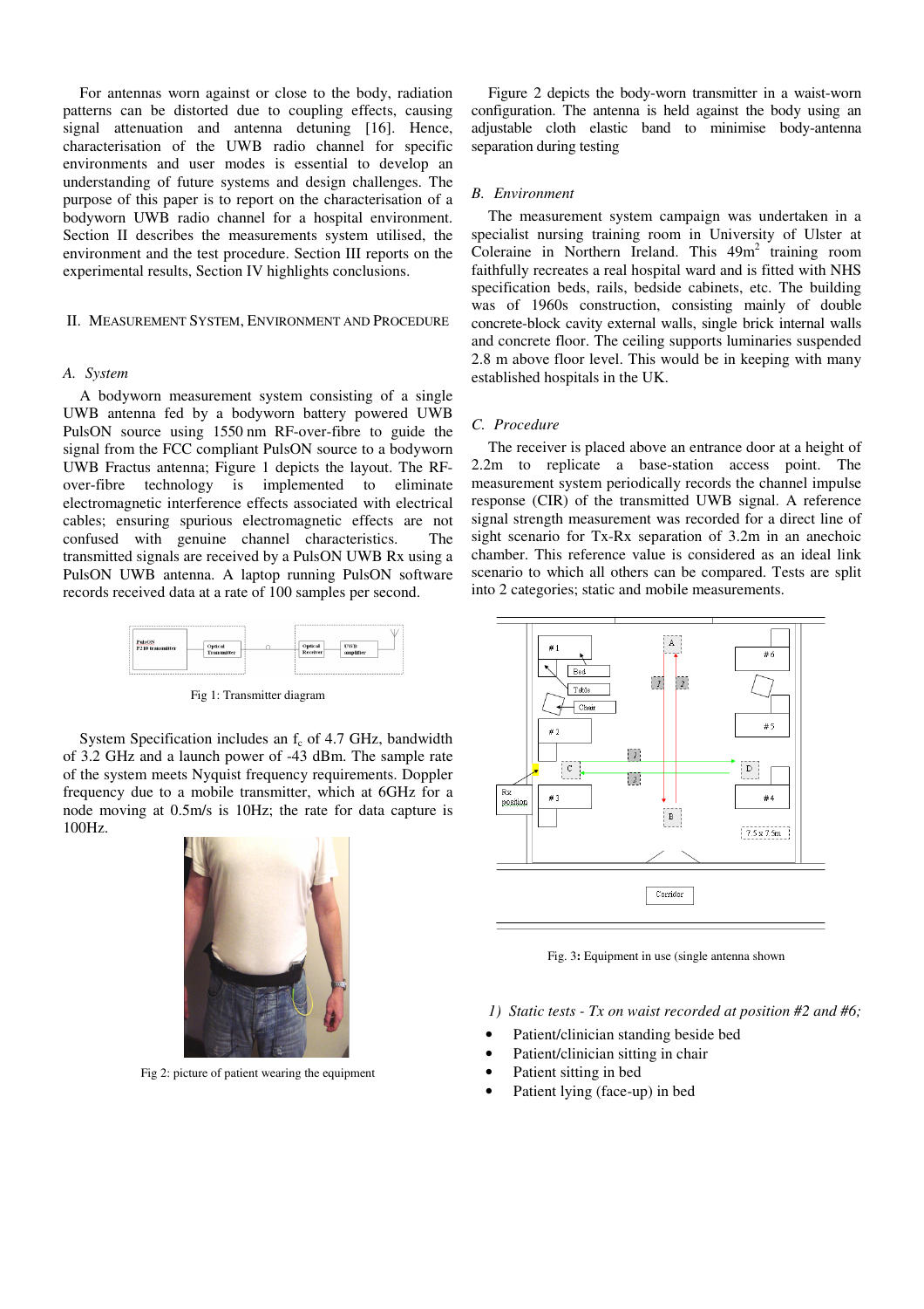For antennas worn against or close to the body, radiation patterns can be distorted due to coupling effects, causing signal attenuation and antenna detuning [16]. Hence, characterisation of the UWB radio channel for specific environments and user modes is essential to develop an understanding of future systems and design challenges. The purpose of this paper is to report on the characterisation of a bodyworn UWB radio channel for a hospital environment. Section II describes the measurements system utilised, the environment and the test procedure. Section III reports on the experimental results, Section IV highlights conclusions.

## II. Measurement System, Environment and Procedure

### A. System

A bodyworn measurement system consisting of a single UWB antenna fed by a bodyworn battery powered UWB PulsON source using 1550 nm RF-over-fibre to guide the signal from the FCC compliant PulsON source to a bodyworn UWB Fractus antenna; Figure 1 depicts the layout. The RF-over-fibre technology is implemented to eliminate electromagnetic interference effects associated with electrical cables; ensuring spurious electromagnetic effects are not confused with genuine channel characteristics. The transmitted signals are received by a PulsON UWB Rx using a PulsON UWB antenna. A laptop running PulsON software records received data at a rate of 100 samples per second.

Fig 1: Transmitter diagram

System Specification includes an $f_c$ of 4.7 GHz, bandwidth of 3.2 GHz and a launch power of -43 dBm. The sample rate of the system meets Nyquist frequency requirements. Doppler frequency due to a mobile transmitter, which at 6GHz for a node moving at 0.5m/s is 10Hz; the rate for data capture is 100Hz.

Fig 2: picture of patient wearing the equipment

Figure 2 depicts the body-worn transmitter in a waist-worn configuration. The antenna is held against the body using an adjustable cloth elastic band to minimise body-antenna separation during testing

### B. Environment

The measurement system campaign was undertaken in a specialist nursing training room in University of Ulster at Coleraine in Northern Ireland. This 49m$^2$ training room faithfully recreates a real hospital ward and is fitted with NHS specification beds, rails, bedside cabinets, etc. The building was of 1960s construction, consisting mainly of double concrete-block cavity external walls, single brick internal walls and concrete floor. The ceiling supports luminaries suspended 2.8 m above floor level. This would be in keeping with many established hospitals in the UK.

### C. Procedure

The receiver is placed above an entrance door at a height of 2.2m to replicate a base-station access point. The measurement system periodically records the channel impulse response (CIR) of the transmitted UWB signal. A reference signal strength measurement was recorded for a direct line of sight scenario for Tx-Rx separation of 3.2m in an anechoic chamber. This reference value is considered as an ideal link scenario to which all others can be compared. Tests are split into 2 categories; static and mobile measurements.

Fig. 3: Equipment in use (single antenna shown

1) *Static tests - Tx on waist recorded at position #2 and #6;*

- Patient/clinician standing beside bed
- Patient/clinician sitting in chair
- Patient sitting in bed
- Patient lying (face-up) in bed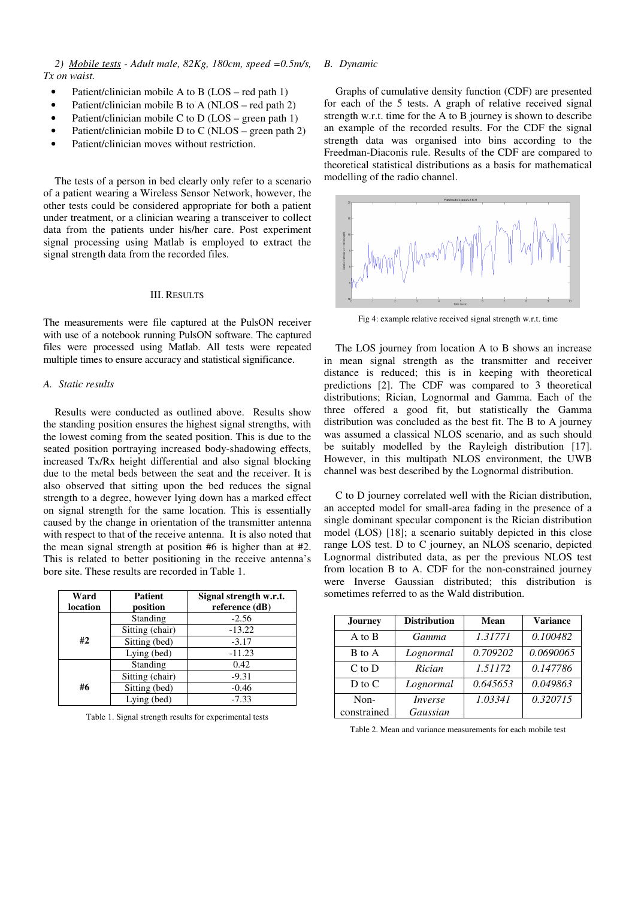*2) Mobile tests - Adult male, 82Kg, 180cm, speed =0.5m/s, Tx on waist.*

- Patient/clinician mobile A to B (LOS – red path 1)
- Patient/clinician mobile B to A (NLOS – red path 2)
- Patient/clinician mobile C to D (LOS – green path 1)
- Patient/clinician mobile D to C (NLOS – green path 2)
- Patient/clinician moves without restriction.

The tests of a person in bed clearly only refer to a scenario of a patient wearing a Wireless Sensor Network, however, the other tests could be considered appropriate for both a patient under treatment, or a clinician wearing a transceiver to collect data from the patients under his/her care. Post experiment signal processing using Matlab is employed to extract the signal strength data from the recorded files.

## III. Results

The measurements were file captured at the PulsON receiver with use of a notebook running PulsON software. The captured files were processed using Matlab. All tests were repeated multiple times to ensure accuracy and statistical significance.

### *A. Static results*

Results were conducted as outlined above. Results show the standing position ensures the highest signal strengths, with the lowest coming from the seated position. This is due to the seated position portraying increased body-shadowing effects, increased Tx/Rx height differential and also signal blocking due to the metal beds between the seat and the receiver. It is also observed that sitting upon the bed reduces the signal strength to a degree, however lying down has a marked effect on signal strength for the same location. This is essentially caused by the change in orientation of the transmitter antenna with respect to that of the receive antenna. It is also noted that the mean signal strength at position #6 is higher than at #2. This is related to better positioning in the receive antenna's bore site. These results are recorded in Table 1.

| Ward location | Patient position | Signal strength w.r.t. reference (dB) |
|---|---|---|
| #2 | Standing | -2.56 |
| | Sitting (chair) | -13.22 |
| | Sitting (bed) | -3.17 |
| | Lying (bed) | -11.23 |
| #6 | Standing | 0.42 |
| | Sitting (chair) | -9.31 |
| | Sitting (bed) | -0.46 |
| | Lying (bed) | -7.33 |

Table 1. Signal strength results for experimental tests

### *B. Dynamic*

Graphs of cumulative density function (CDF) are presented for each of the 5 tests. A graph of relative received signal strength w.r.t. time for the A to B journey is shown to describe an example of the recorded results. For the CDF the signal strength data was organised into bins according to the Freedman-Diaconis rule. Results of the CDF are compared to theoretical statistical distributions as a basis for mathematical modelling of the radio channel.

Fig 4: example relative received signal strength w.r.t. time

The LOS journey from location A to B shows an increase in mean signal strength as the transmitter and receiver distance is reduced; this is in keeping with theoretical predictions [2]. The CDF was compared to 3 theoretical distributions; Rician, Lognormal and Gamma. Each of the three offered a good fit, but statistically the Gamma distribution was concluded as the best fit. The B to A journey was assumed a classical NLOS scenario, and as such should be suitably modelled by the Rayleigh distribution [17]. However, in this multipath NLOS environment, the UWB channel was best described by the Lognormal distribution.

C to D journey correlated well with the Rician distribution, an accepted model for small-area fading in the presence of a single dominant specular component is the Rician distribution model (LOS) [18]; a scenario suitably depicted in this close range LOS test. D to C journey, an NLOS scenario, depicted Lognormal distributed data, as per the previous NLOS test from location B to A. CDF for the non-constrained journey were Inverse Gaussian distributed; this distribution is sometimes referred to as the Wald distribution.

| Journey | Distribution | Mean | Variance |
|---|---|---|---|
| A to B | *Gamma* | *1.31771* | *0.100482* |
| B to A | *Lognormal* | *0.709202* | *0.0690065* |
| C to D | *Rician* | *1.51172* | *0.147786* |
| D to C | *Lognormal* | *0.645653* | *0.049863* |
| Non-constrained | *Inverse Gaussian* | *1.03341* | *0.320715* |

Table 2. Mean and variance measurements for each mobile test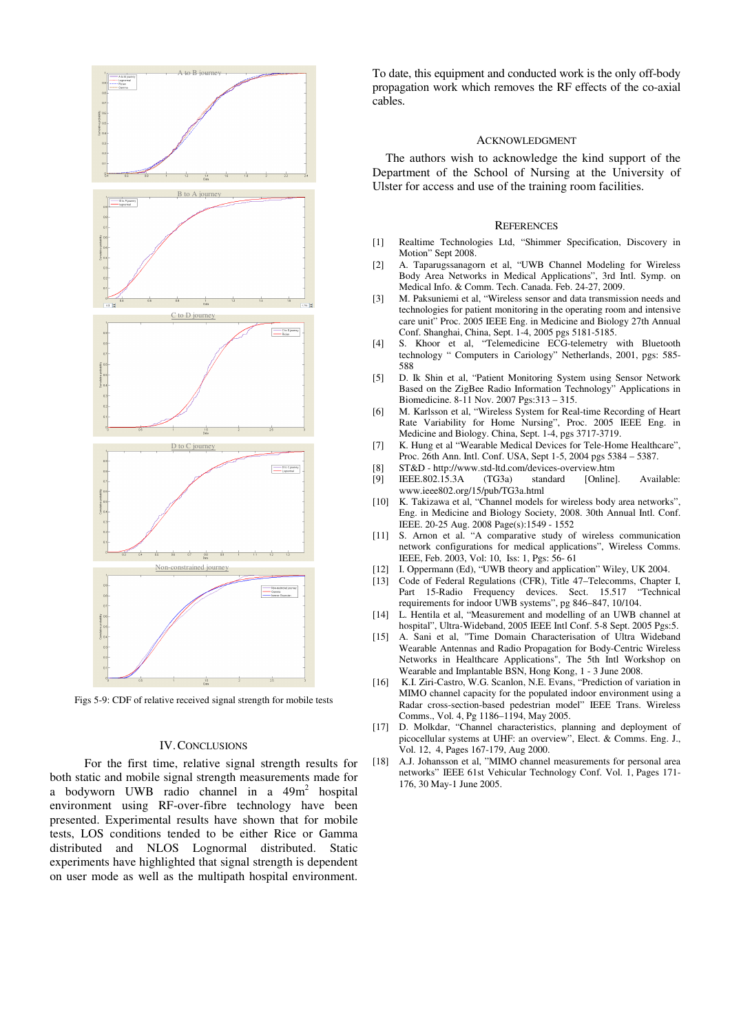A to B journey

B to A journey

C to D journey

D to C journey

Non-constrained journey

Figs 5-9: CDF of relative received signal strength for mobile tests

## IV. Conclusions

For the first time, relative signal strength results for both static and mobile signal strength measurements made for a bodyworn UWB radio channel in a $49m^2$ hospital environment using RF-over-fibre technology have been presented. Experimental results have shown that for mobile tests, LOS conditions tended to be either Rice or Gamma distributed and NLOS Lognormal distributed. Static experiments have highlighted that signal strength is dependent on user mode as well as the multipath hospital environment.

To date, this equipment and conducted work is the only off-body propagation work which removes the RF effects of the co-axial cables.

## Acknowledgment

The authors wish to acknowledge the kind support of the Department of the School of Nursing at the University of Ulster for access and use of the training room facilities.

## References

[1] Realtime Technologies Ltd, "Shimmer Specification, Discovery in Motion" Sept 2008.

[2] A. Taparugssanagorn et al, "UWB Channel Modeling for Wireless Body Area Networks in Medical Applications", 3rd Intl. Symp. on Medical Info. & Comm. Tech. Canada. Feb. 24-27, 2009.

[3] M. Paksuniemi et al, "Wireless sensor and data transmission needs and technologies for patient monitoring in the operating room and intensive care unit" Proc. 2005 IEEE Eng. in Medicine and Biology 27th Annual Conf. Shanghai, China, Sept. 1-4, 2005 pgs 5181-5185.

[4] S. Khoor et al, "Telemedicine ECG-telemetry with Bluetooth technology " Computers in Cariology" Netherlands, 2001, pgs: 585-588

[5] D. Ik Shin et al, "Patient Monitoring System using Sensor Network Based on the ZigBee Radio Information Technology" Applications in Biomedicine. 8-11 Nov. 2007 Pgs:313 – 315.

[6] M. Karlsson et al, "Wireless System for Real-time Recording of Heart Rate Variability for Home Nursing", Proc. 2005 IEEE Eng. in Medicine and Biology. China, Sept. 1-4, pgs 3717-3719.

[7] K. Hung et al "Wearable Medical Devices for Tele-Home Healthcare", Proc. 26th Ann. Intl. Conf. USA, Sept 1-5, 2004 pgs 5384 – 5387.

[8] ST&D - http://www.std-ltd.com/devices-overview.htm

[9] IEEE.802.15.3A (TG3a) standard [Online]. Available: www.ieee802.org/15/pub/TG3a.html

[10] K. Takizawa et al, "Channel models for wireless body area networks", Eng. in Medicine and Biology Society, 2008. 30th Annual Intl. Conf. IEEE. 20-25 Aug. 2008 Page(s):1549 - 1552

[11] S. Arnon et al. "A comparative study of wireless communication network configurations for medical applications", Wireless Comms. IEEE, Feb. 2003, Vol: 10, Iss: 1, Pgs: 56- 61

[12] I. Oppermann (Ed), "UWB theory and application" Wiley, UK 2004.

[13] Code of Federal Regulations (CFR), Title 47–Telecomms, Chapter I, Part 15-Radio Frequency devices. Sect. 15.517 "Technical requirements for indoor UWB systems", pg 846–847, 10/104.

[14] L. Hentila et al, "Measurement and modelling of an UWB channel at hospital", Ultra-Wideband, 2005 IEEE Intl Conf. 5-8 Sept. 2005 Pgs:5.

[15] A. Sani et al, "Time Domain Characterisation of Ultra Wideband Wearable Antennas and Radio Propagation for Body-Centric Wireless Networks in Healthcare Applications", The 5th Intl Workshop on Wearable and Implantable BSN, Hong Kong, 1 - 3 June 2008.

[16] K.I. Ziri-Castro, W.G. Scanlon, N.E. Evans, "Prediction of variation in MIMO channel capacity for the populated indoor environment using a Radar cross-section-based pedestrian model" IEEE Trans. Wireless Comms., Vol. 4, Pg 1186–1194, May 2005.

[17] D. Molkdar, "Channel characteristics, planning and deployment of picocellular systems at UHF: an overview", Elect. & Comms. Eng. J., Vol. 12, 4, Pages 167-179, Aug 2000.

[18] A.J. Johansson et al, "MIMO channel measurements for personal area networks" IEEE 61st Vehicular Technology Conf. Vol. 1, Pages 171-176, 30 May-1 June 2005.